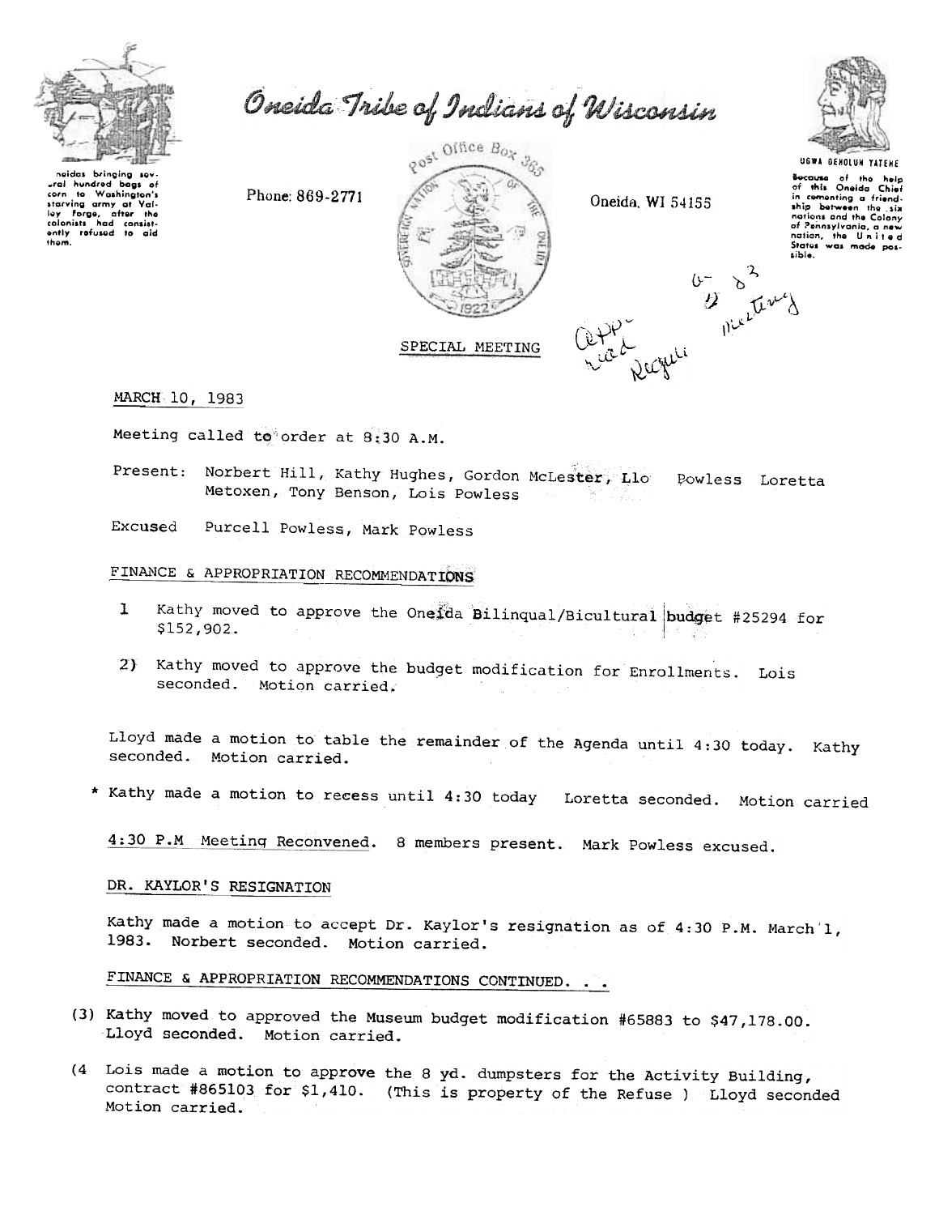# Oneida Tribe of Indians of Wisconsin

Oneidas bringing several hundred bags of corn to Washington's starving army at Valley Forge, after the colonists had consistently refused to aid them.

Phone: 869-2771

Post Office Box 365

Oneida, WI 54155

UGWA DEHOLUH YATEHE

Because of the help of this Oneida Chief in cementing a friendship between the six nations and the Colony of Pennsylvania, a new nation, the United States was made possible.

approved Regular 4-21-83 meeting

## SPECIAL MEETING

MARCH 10, 1983

Meeting called to order at 8:30 A.M.

Present: Norbert Hill, Kathy Hughes, Gordon McLester, Llo Powless Loretta Metoxen, Tony Benson, Lois Powless

Excused Purcell Powless, Mark Powless

### FINANCE & APPROPRIATION RECOMMENDATIONS

1 Kathy moved to approve the Oneida Bilinqual/Bicultural budget #25294 for $152,902.

2) Kathy moved to approve the budget modification for Enrollments. Lois seconded. Motion carried.

Lloyd made a motion to table the remainder of the Agenda until 4:30 today. Kathy seconded. Motion carried.

* Kathy made a motion to recess until 4:30 today Loretta seconded. Motion carried

4:30 P.M Meeting Reconvened. 8 members present. Mark Powless excused.

### DR. KAYLOR'S RESIGNATION

Kathy made a motion to accept Dr. Kaylor's resignation as of 4:30 P.M. March 1, 1983. Norbert seconded. Motion carried.

### FINANCE & APPROPRIATION RECOMMENDATIONS CONTINUED. . .

(3) Kathy moved to approved the Museum budget modification #65883 to $47,178.00. Lloyd seconded. Motion carried.

(4 Lois made a motion to approve the 8 yd. dumpsters for the Activity Building, contract #865103 for $1,410. (This is property of the Refuse ) Lloyd seconded Motion carried.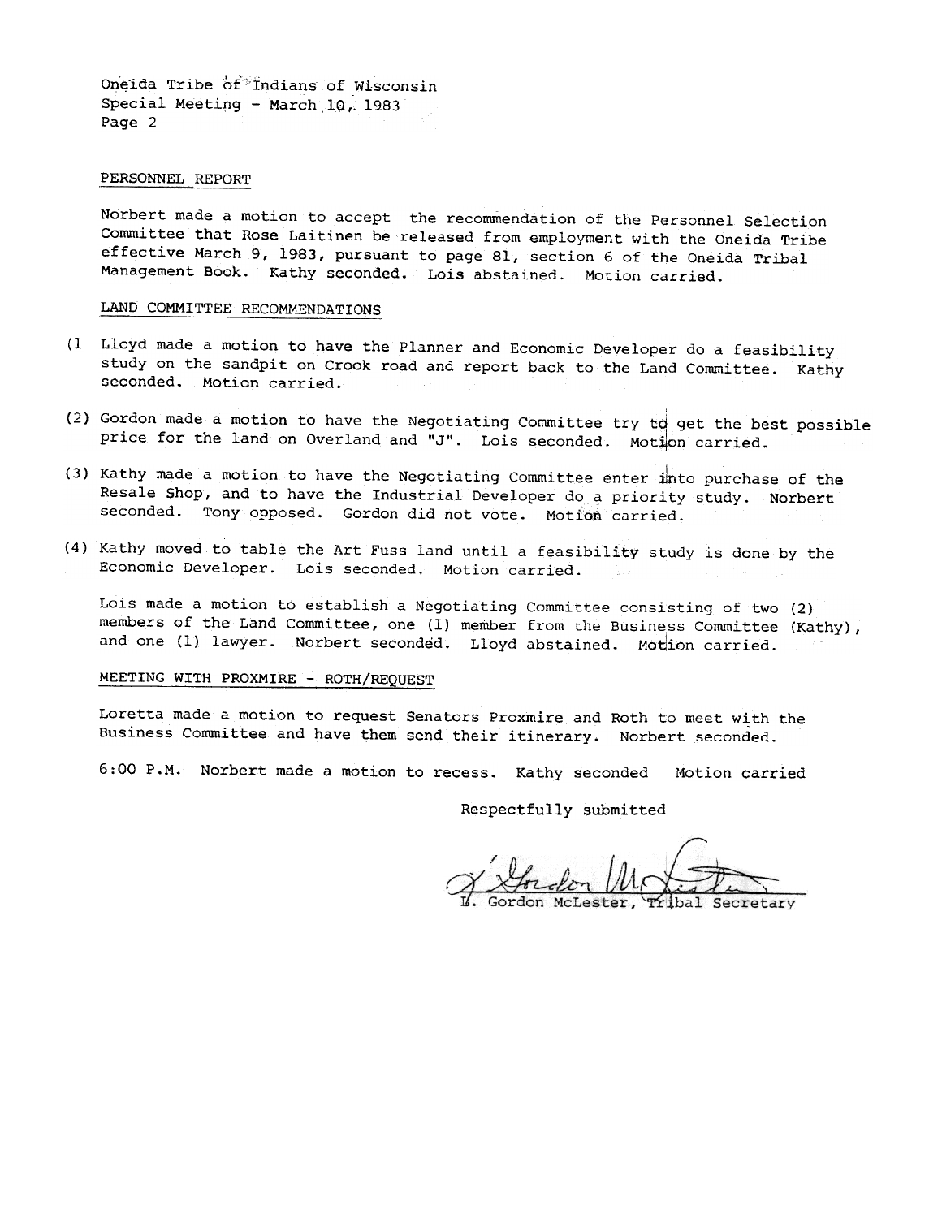Oneida Tribe of Indians of Wisconsin
Special Meeting - March 10, 1983
Page 2

## PERSONNEL REPORT

Norbert made a motion to accept the recommendation of the Personnel Selection Committee that Rose Laitinen be released from employment with the Oneida Tribe effective March 9, 1983, pursuant to page 81, section 6 of the Oneida Tribal Management Book. Kathy seconded. Lois abstained. Motion carried.

## LAND COMMITTEE RECOMMENDATIONS

(1 Lloyd made a motion to have the Planner and Economic Developer do a feasibility study on the sandpit on Crook road and report back to the Land Committee. Kathy seconded. Motion carried.

(2) Gordon made a motion to have the Negotiating Committee try to get the best possible price for the land on Overland and "J". Lois seconded. Motion carried.

(3) Kathy made a motion to have the Negotiating Committee enter into purchase of the Resale Shop, and to have the Industrial Developer do a priority study. Norbert seconded. Tony opposed. Gordon did not vote. Motion carried.

(4) Kathy moved to table the Art Fuss land until a feasibility study is done by the Economic Developer. Lois seconded. Motion carried.

Lois made a motion to establish a Negotiating Committee consisting of two (2) members of the Land Committee, one (1) member from the Business Committee (Kathy), and one (1) lawyer. Norbert seconded. Lloyd abstained. Motion carried.

## MEETING WITH PROXMIRE - ROTH/REQUEST

Loretta made a motion to request Senators Proxmire and Roth to meet with the Business Committee and have them send their itinerary. Norbert seconded.

6:00 P.M. Norbert made a motion to recess. Kathy seconded Motion carried

Respectfully submitted

L. Gordon McLester, Tribal Secretary